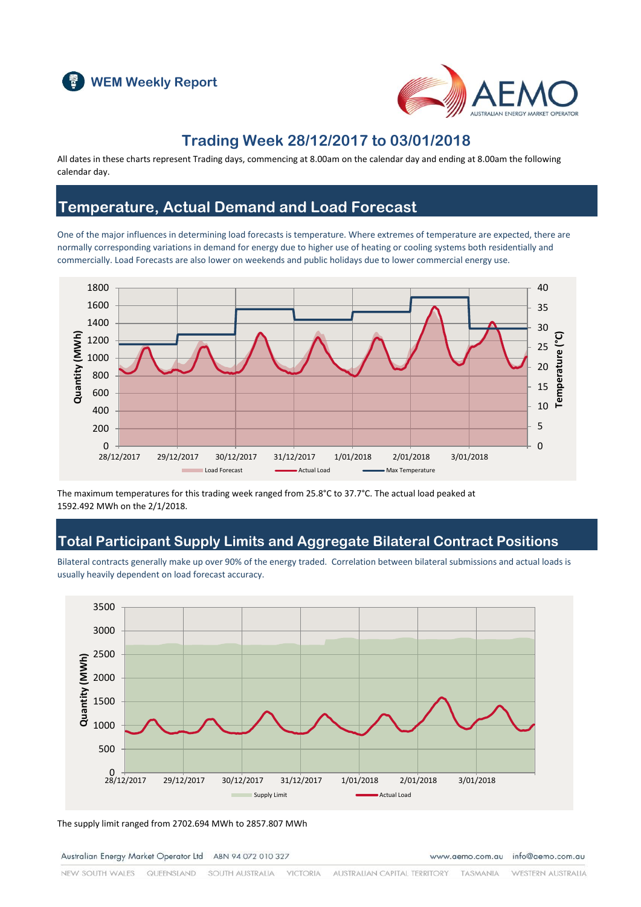WEM Weekly Report

# Trading Week 28/12/2017 to 03/01/2018

All dates in these charts represent Trading days, commencing at 8.00am on the calendar day and ending at 8.00am the following calendar day.

## Temperature, Actual Demand and Load Forecast

One of the major influences in determining load forecasts is temperature. Where extremes of temperature are expected, there are normally corresponding variations in demand for energy due to higher use of heating or cooling systems both residentially and commercially. Load Forecasts are also lower on weekends and public holidays due to lower commercial energy use.

The maximum temperatures for this trading week ranged from 25.8°C to 37.7°C. The actual load peaked at 1592.492 MWh on the 2/1/2018.

## Total Participant Supply Limits and Aggregate Bilateral Contract Positions

Bilateral contracts generally make up over 90% of the energy traded. Correlation between bilateral submissions and actual loads is usually heavily dependent on load forecast accuracy.

The supply limit ranged from 2702.694 MWh to 2857.807 MWh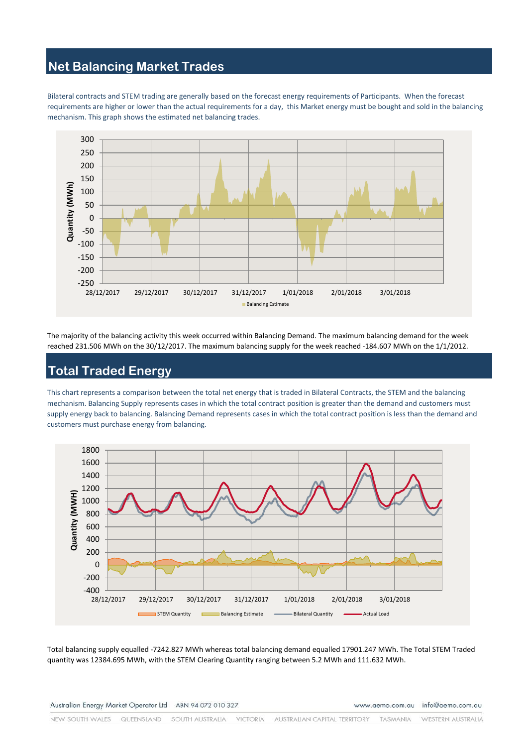## Net Balancing Market Trades

Bilateral contracts and STEM trading are generally based on the forecast energy requirements of Participants. When the forecast requirements are higher or lower than the actual requirements for a day, this Market energy must be bought and sold in the balancing mechanism. This graph shows the estimated net balancing trades.

The majority of the balancing activity this week occurred within Balancing Demand. The maximum balancing demand for the week reached 231.506 MWh on the 30/12/2017. The maximum balancing supply for the week reached -184.607 MWh on the 1/1/2012.

## Total Traded Energy

This chart represents a comparison between the total net energy that is traded in Bilateral Contracts, the STEM and the balancing mechanism. Balancing Supply represents cases in which the total contract position is greater than the demand and customers must supply energy back to balancing. Balancing Demand represents cases in which the total contract position is less than the demand and customers must purchase energy from balancing.

Total balancing supply equalled -7242.827 MWh whereas total balancing demand equalled 17901.247 MWh. The Total STEM Traded quantity was 12384.695 MWh, with the STEM Clearing Quantity ranging between 5.2 MWh and 111.632 MWh.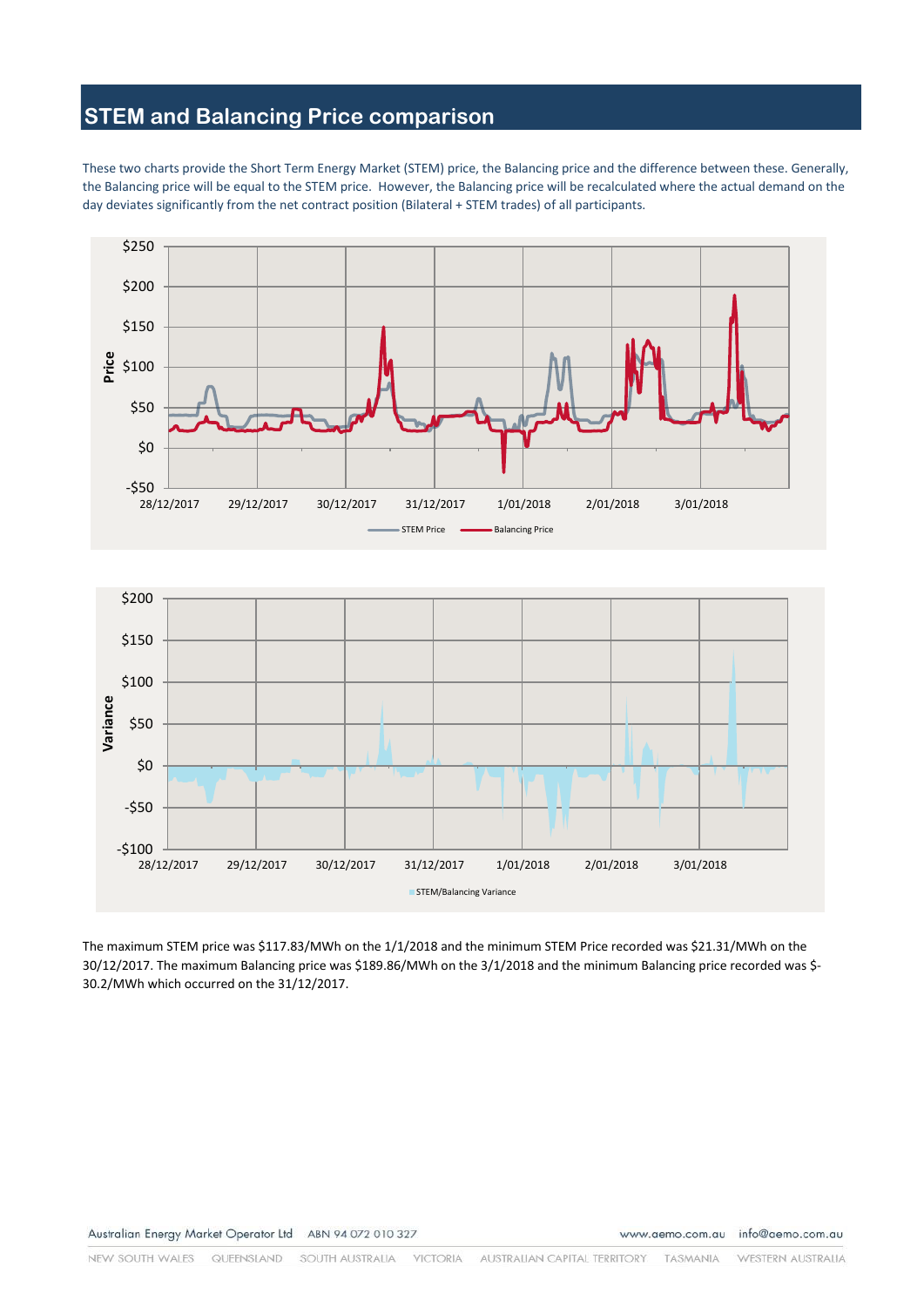## STEM and Balancing Price comparison

These two charts provide the Short Term Energy Market (STEM) price, the Balancing price and the difference between these. Generally, the Balancing price will be equal to the STEM price. However, the Balancing price will be recalculated where the actual demand on the day deviates significantly from the net contract position (Bilateral + STEM trades) of all participants.

Price

$250
$200
$150
$100
$50
$0
-$50

28/12/2017 29/12/2017 30/12/2017 31/12/2017 1/01/2018 2/01/2018 3/01/2018

STEM Price
Balancing Price

Variance

$200
$150
$100
$50
$0
-$50
-$100

28/12/2017 29/12/2017 30/12/2017 31/12/2017 1/01/2018 2/01/2018 3/01/2018

STEM/Balancing Variance

The maximum STEM price was $117.83/MWh on the 1/1/2018 and the minimum STEM Price recorded was $21.31/MWh on the 30/12/2017. The maximum Balancing price was $189.86/MWh on the 3/1/2018 and the minimum Balancing price recorded was $-30.2/MWh which occurred on the 31/12/2017.